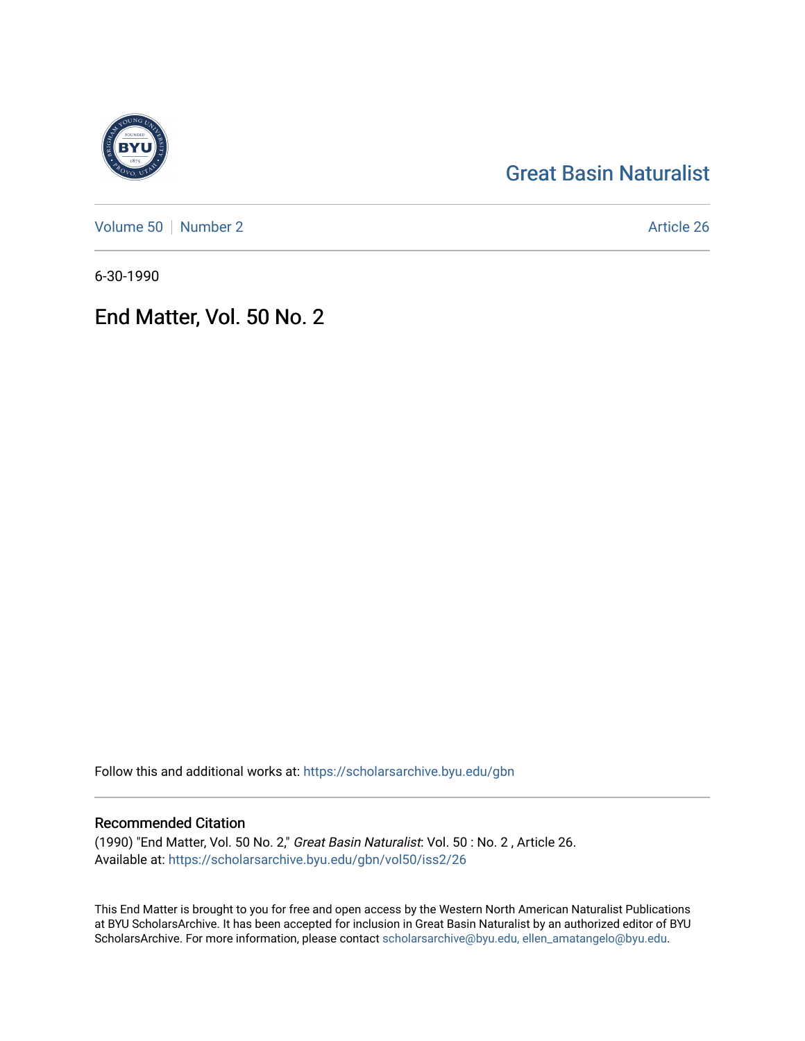Great Basin Naturalist

Volume 50 | Number 2

Article 26

6-30-1990

# End Matter, Vol. 50 No. 2

Follow this and additional works at: https://scholarsarchive.byu.edu/gbn

## Recommended Citation

(1990) "End Matter, Vol. 50 No. 2," *Great Basin Naturalist*: Vol. 50 : No. 2 , Article 26.
Available at: https://scholarsarchive.byu.edu/gbn/vol50/iss2/26

This End Matter is brought to you for free and open access by the Western North American Naturalist Publications at BYU ScholarsArchive. It has been accepted for inclusion in Great Basin Naturalist by an authorized editor of BYU ScholarsArchive. For more information, please contact scholarsarchive@byu.edu, ellen_amatangelo@byu.edu.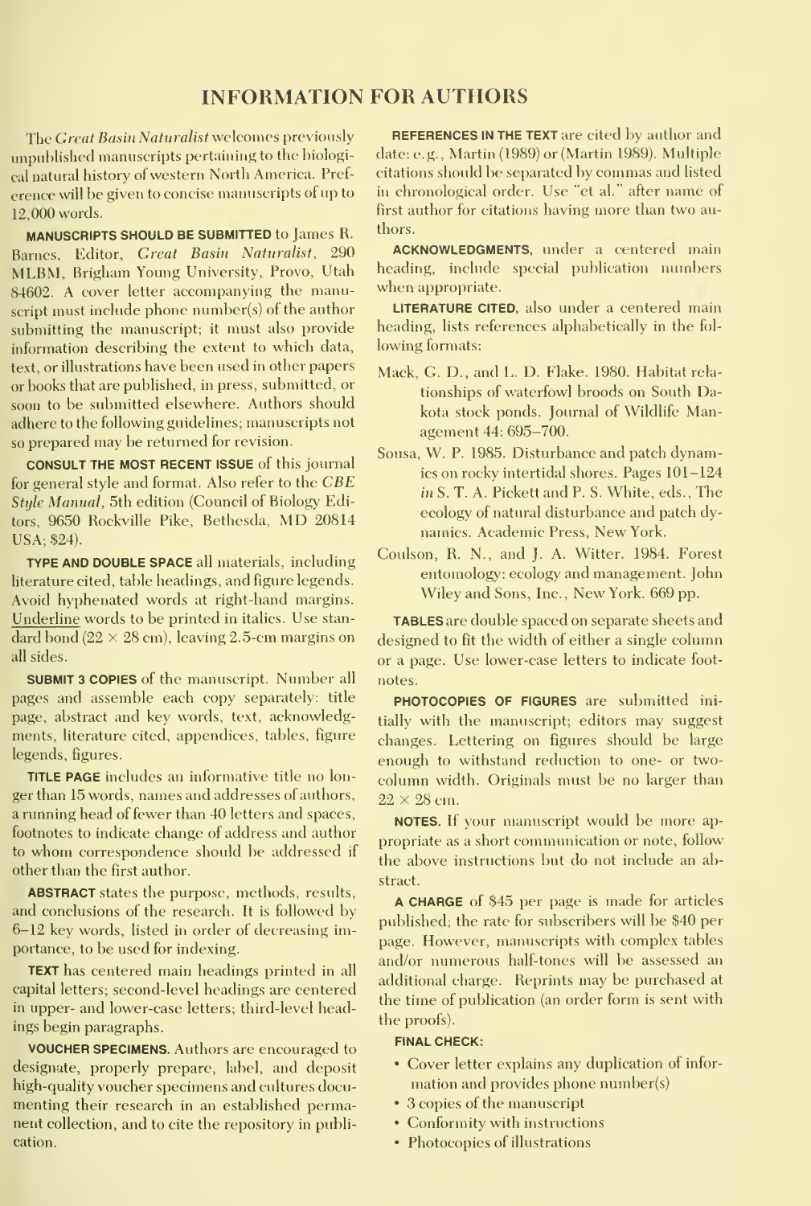# INFORMATION FOR AUTHORS

The *Great Basin Naturalist* welcomes previously unpublished manuscripts pertaining to the biological natural history of western North America. Preference will be given to concise manuscripts of up to 12,000 words.

**MANUSCRIPTS SHOULD BE SUBMITTED** to James R. Barnes, Editor, *Great Basin Naturalist*, 290 MLBM, Brigham Young University, Provo, Utah 84602. A cover letter accompanying the manuscript must include phone number(s) of the author submitting the manuscript; it must also provide information describing the extent to which data, text, or illustrations have been used in other papers or books that are published, in press, submitted, or soon to be submitted elsewhere. Authors should adhere to the following guidelines; manuscripts not so prepared may be returned for revision.

**CONSULT THE MOST RECENT ISSUE** of this journal for general style and format. Also refer to the *CBE Style Manual*, 5th edition (Council of Biology Editors, 9650 Rockville Pike, Bethesda, MD 20814 USA; $24).

**TYPE AND DOUBLE SPACE** all materials, including literature cited, table headings, and figure legends. Avoid hyphenated words at right-hand margins. Underline words to be printed in italics. Use standard bond (22 × 28 cm), leaving 2.5-cm margins on all sides.

**SUBMIT 3 COPIES** of the manuscript. Number all pages and assemble each copy separately: title page, abstract and key words, text, acknowledgments, literature cited, appendices, tables, figure legends, figures.

**TITLE PAGE** includes an informative title no longer than 15 words, names and addresses of authors, a running head of fewer than 40 letters and spaces, footnotes to indicate change of address and author to whom correspondence should be addressed if other than the first author.

**ABSTRACT** states the purpose, methods, results, and conclusions of the research. It is followed by 6–12 key words, listed in order of decreasing importance, to be used for indexing.

**TEXT** has centered main headings printed in all capital letters; second-level headings are centered in upper- and lower-case letters; third-level headings begin paragraphs.

**VOUCHER SPECIMENS.** Authors are encouraged to designate, properly prepare, label, and deposit high-quality voucher specimens and cultures documenting their research in an established permanent collection, and to cite the repository in publication.

**REFERENCES IN THE TEXT** are cited by author and date: e.g., Martin (1989) or (Martin 1989). Multiple citations should be separated by commas and listed in chronological order. Use "et al." after name of first author for citations having more than two authors.

**ACKNOWLEDGMENTS,** under a centered main heading, include special publication numbers when appropriate.

**LITERATURE CITED,** also under a centered main heading, lists references alphabetically in the following formats:

Mack, G. D., and L. D. Flake. 1980. Habitat relationships of waterfowl broods on South Dakota stock ponds. Journal of Wildlife Management 44: 695–700.

Sousa, W. P. 1985. Disturbance and patch dynamics on rocky intertidal shores. Pages 101–124 *in* S. T. A. Pickett and P. S. White, eds., The ecology of natural disturbance and patch dynamics. Academic Press, New York.

Coulson, R. N., and J. A. Witter. 1984. Forest entomology: ecology and management. John Wiley and Sons, Inc., New York. 669 pp.

**TABLES** are double spaced on separate sheets and designed to fit the width of either a single column or a page. Use lower-case letters to indicate footnotes.

**PHOTOCOPIES OF FIGURES** are submitted initially with the manuscript; editors may suggest changes. Lettering on figures should be large enough to withstand reduction to one- or two-column width. Originals must be no larger than 22 × 28 cm.

**NOTES.** If your manuscript would be more appropriate as a short communication or note, follow the above instructions but do not include an abstract.

**A CHARGE** of $45 per page is made for articles published; the rate for subscribers will be $40 per page. However, manuscripts with complex tables and/or numerous half-tones will be assessed an additional charge. Reprints may be purchased at the time of publication (an order form is sent with the proofs).

**FINAL CHECK:**

- Cover letter explains any duplication of information and provides phone number(s)
- 3 copies of the manuscript
- Conformity with instructions
- Photocopies of illustrations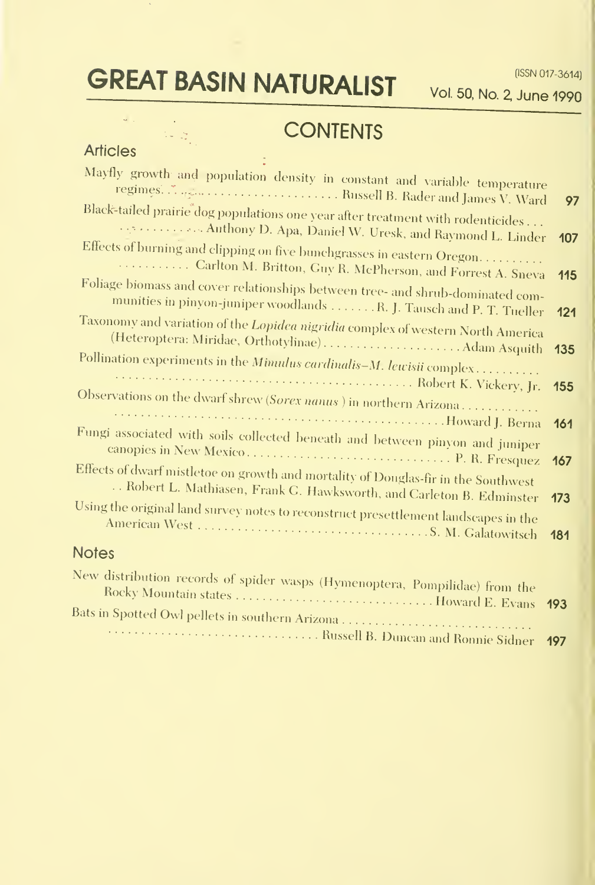# GREAT BASIN NATURALIST

(ISSN 017-3614)

Vol. 50, No. 2, June 1990

## CONTENTS

### Articles

Mayfly growth and population density in constant and variable temperature regimes. . . . . . . . . . . . . . . . . . . . . . . . . . . . . Russell B. Rader and James V. Ward 97

Black-tailed prairie dog populations one year after treatment with rodenticides . . . . . . . . . . . . . Anthony D. Apa, Daniel W. Uresk, and Raymond L. Linder 107

Effects of burning and clipping on five bunchgrasses in eastern Oregon. . . . . . . . . . . . . . . . . . . . Carlton M. Britton, Guy R. McPherson, and Forrest A. Sneva 115

Foliage biomass and cover relationships between tree- and shrub-dominated communities in pinyon-juniper woodlands . . . . . . . R. J. Tausch and P. T. Tueller 121

Taxonomy and variation of the *Lopidea nigridia* complex of western North America (Heteroptera: Miridae, Orthotylinae) . . . . . . . . . . . . . . . . . . . . Adam Asquith 135

Pollination experiments in the *Mimulus cardinalis–M. lewisii* complex . . . . . . . . . . . . . . . . . . . . . . . . . . . . . . . . . . . . . . . . . . . . . . . . . . . . . Robert K. Vickery, Jr. 155

Observations on the dwarf shrew (*Sorex nanus*) in northern Arizona . . . . . . . . . . . . . . . . . . . . . . . . . . . . . . . . . . . . . . . . . . . . . . . . . . . . . . . . . . . . . . . Howard J. Berna 161

Fungi associated with soils collected beneath and between pinyon and juniper canopies in New Mexico . . . . . . . . . . . . . . . . . . . . . . . . . . . . . . . P. R. Fresquez 167

Effects of dwarf mistletoe on growth and mortality of Douglas-fir in the Southwest . . Robert L. Mathiasen, Frank G. Hawksworth, and Carleton B. Edminster 173

Using the original land survey notes to reconstruct presettlement landscapes in the American West . . . . . . . . . . . . . . . . . . . . . . . . . . . . . . . . . . . . S. M. Galatowitsch 181

### Notes

New distribution records of spider wasps (Hymenoptera, Pompilidae) from the Rocky Mountain states . . . . . . . . . . . . . . . . . . . . . . . . . . . . . . Howard E. Evans 193

Bats in Spotted Owl pellets in southern Arizona . . . . . . . . . . . . . . . . . . . . . . . . . . . . . . . . . . . . . . . . . . . . . . . . . . . . . . . . . . . . . . . . Russell B. Duncan and Ronnie Sidner 197